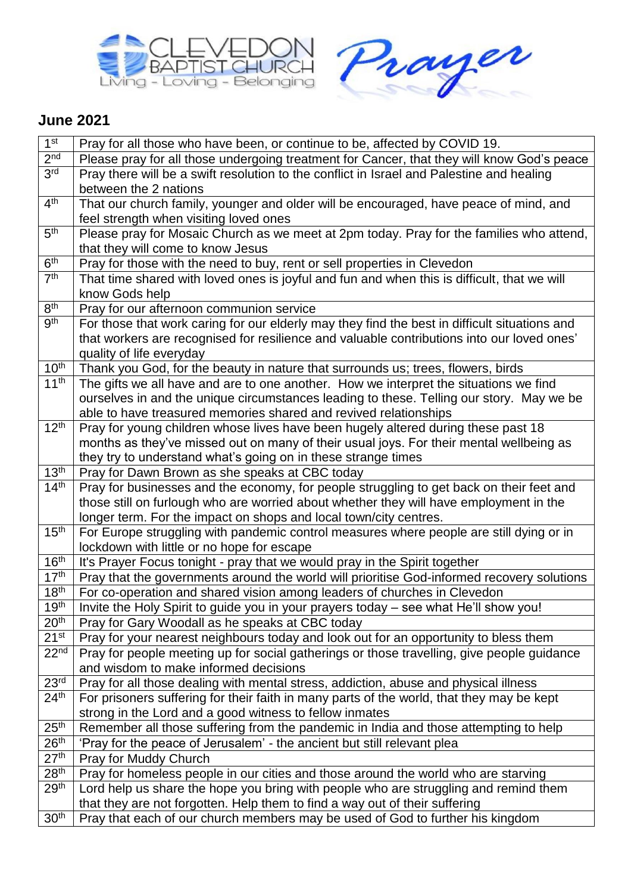# CLEVEDON BAPTIST CHURCH

Living - Loving - Belonging

*Prayer*

## June 2021

| | |
|---|---|
| 1st | Pray for all those who have been, or continue to be, affected by COVID 19. |
| 2nd | Please pray for all those undergoing treatment for Cancer, that they will know God's peace |
| 3rd | Pray there will be a swift resolution to the conflict in Israel and Palestine and healing between the 2 nations |
| 4th | That our church family, younger and older will be encouraged, have peace of mind, and feel strength when visiting loved ones |
| 5th | Please pray for Mosaic Church as we meet at 2pm today. Pray for the families who attend, that they will come to know Jesus |
| 6th | Pray for those with the need to buy, rent or sell properties in Clevedon |
| 7th | That time shared with loved ones is joyful and fun and when this is difficult, that we will know Gods help |
| 8th | Pray for our afternoon communion service |
| 9th | For those that work caring for our elderly may they find the best in difficult situations and that workers are recognised for resilience and valuable contributions into our loved ones' quality of life everyday |
| 10th | Thank you God, for the beauty in nature that surrounds us; trees, flowers, birds |
| 11th | The gifts we all have and are to one another. How we interpret the situations we find ourselves in and the unique circumstances leading to these. Telling our story. May we be able to have treasured memories shared and revived relationships |
| 12th | Pray for young children whose lives have been hugely altered during these past 18 months as they've missed out on many of their usual joys. For their mental wellbeing as they try to understand what's going on in these strange times |
| 13th | Pray for Dawn Brown as she speaks at CBC today |
| 14th | Pray for businesses and the economy, for people struggling to get back on their feet and those still on furlough who are worried about whether they will have employment in the longer term. For the impact on shops and local town/city centres. |
| 15th | For Europe struggling with pandemic control measures where people are still dying or in lockdown with little or no hope for escape |
| 16th | It's Prayer Focus tonight - pray that we would pray in the Spirit together |
| 17th | Pray that the governments around the world will prioritise God-informed recovery solutions |
| 18th | For co-operation and shared vision among leaders of churches in Clevedon |
| 19th | Invite the Holy Spirit to guide you in your prayers today – see what He'll show you! |
| 20th | Pray for Gary Woodall as he speaks at CBC today |
| 21st | Pray for your nearest neighbours today and look out for an opportunity to bless them |
| 22nd | Pray for people meeting up for social gatherings or those travelling, give people guidance and wisdom to make informed decisions |
| 23rd | Pray for all those dealing with mental stress, addiction, abuse and physical illness |
| 24th | For prisoners suffering for their faith in many parts of the world, that they may be kept strong in the Lord and a good witness to fellow inmates |
| 25th | Remember all those suffering from the pandemic in India and those attempting to help |
| 26th | 'Pray for the peace of Jerusalem' - the ancient but still relevant plea |
| 27th | Pray for Muddy Church |
| 28th | Pray for homeless people in our cities and those around the world who are starving |
| 29th | Lord help us share the hope you bring with people who are struggling and remind them that they are not forgotten. Help them to find a way out of their suffering |
| 30th | Pray that each of our church members may be used of God to further his kingdom |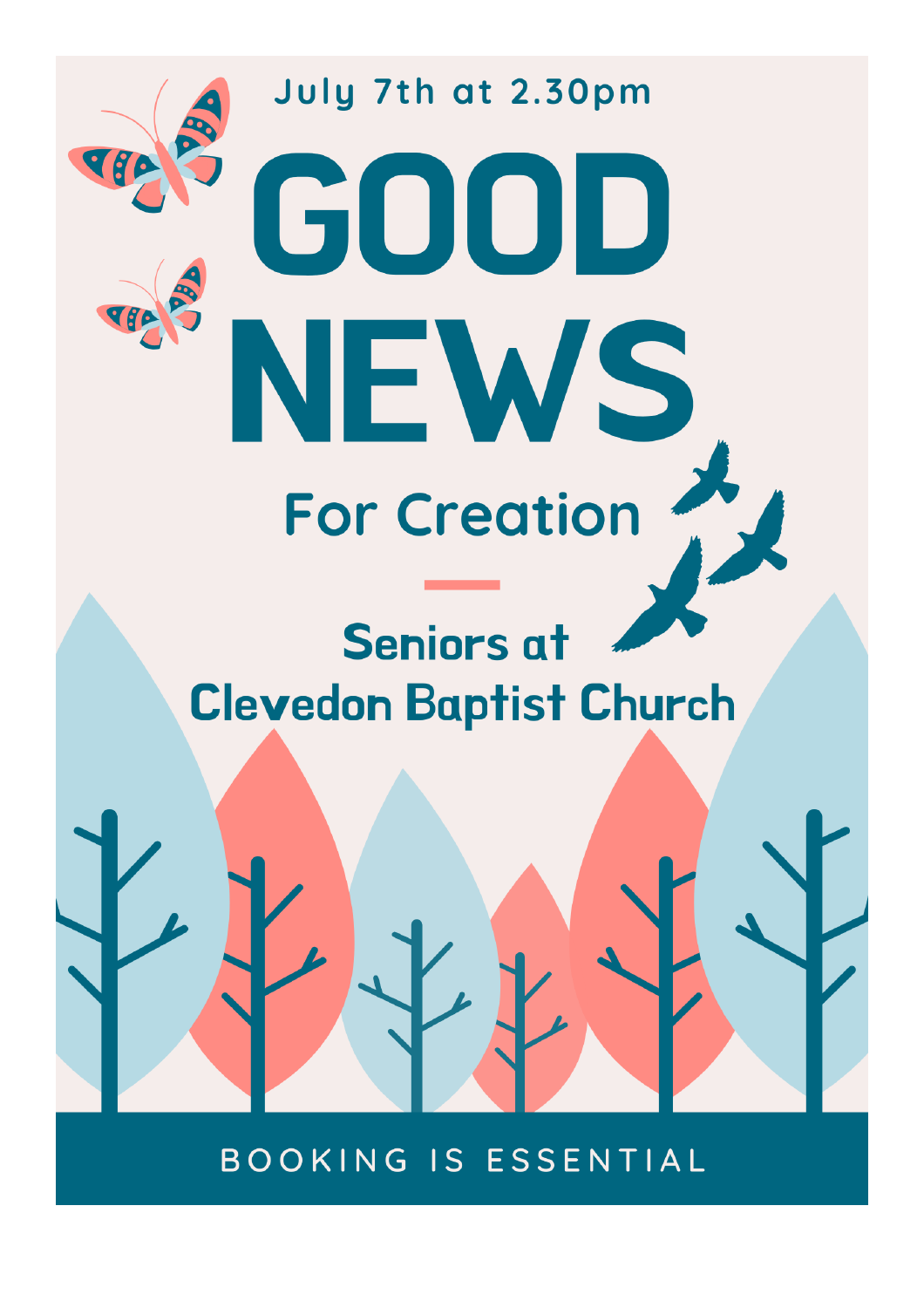July 7th at 2.30pm

# GOOD NEWS

## For Creation

### Seniors at Clevedon Baptist Church

BOOKING IS ESSENTIAL